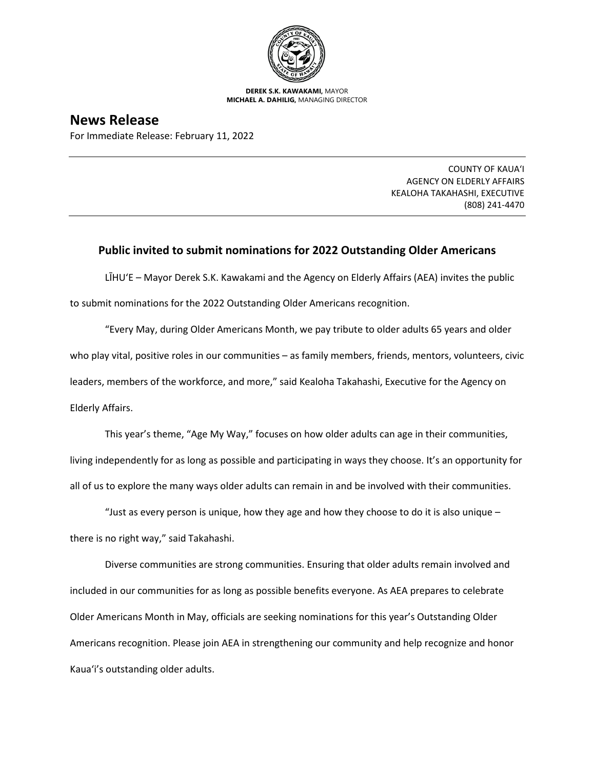**DEREK S.K. KAWAKAMI,** MAYOR
**MICHAEL A. DAHILIG,** MANAGING DIRECTOR

# News Release

For Immediate Release: February 11, 2022

---

COUNTY OF KAUAʻI
AGENCY ON ELDERLY AFFAIRS
KEALOHA TAKAHASHI, EXECUTIVE
(808) 241-4470

---

## Public invited to submit nominations for 2022 Outstanding Older Americans

LĪHUʻE – Mayor Derek S.K. Kawakami and the Agency on Elderly Affairs (AEA) invites the public to submit nominations for the 2022 Outstanding Older Americans recognition.

"Every May, during Older Americans Month, we pay tribute to older adults 65 years and older who play vital, positive roles in our communities – as family members, friends, mentors, volunteers, civic leaders, members of the workforce, and more," said Kealoha Takahashi, Executive for the Agency on Elderly Affairs.

This year's theme, "Age My Way," focuses on how older adults can age in their communities, living independently for as long as possible and participating in ways they choose. It's an opportunity for all of us to explore the many ways older adults can remain in and be involved with their communities.

"Just as every person is unique, how they age and how they choose to do it is also unique – there is no right way," said Takahashi.

Diverse communities are strong communities. Ensuring that older adults remain involved and included in our communities for as long as possible benefits everyone. As AEA prepares to celebrate Older Americans Month in May, officials are seeking nominations for this year's Outstanding Older Americans recognition. Please join AEA in strengthening our community and help recognize and honor Kauaʻi's outstanding older adults.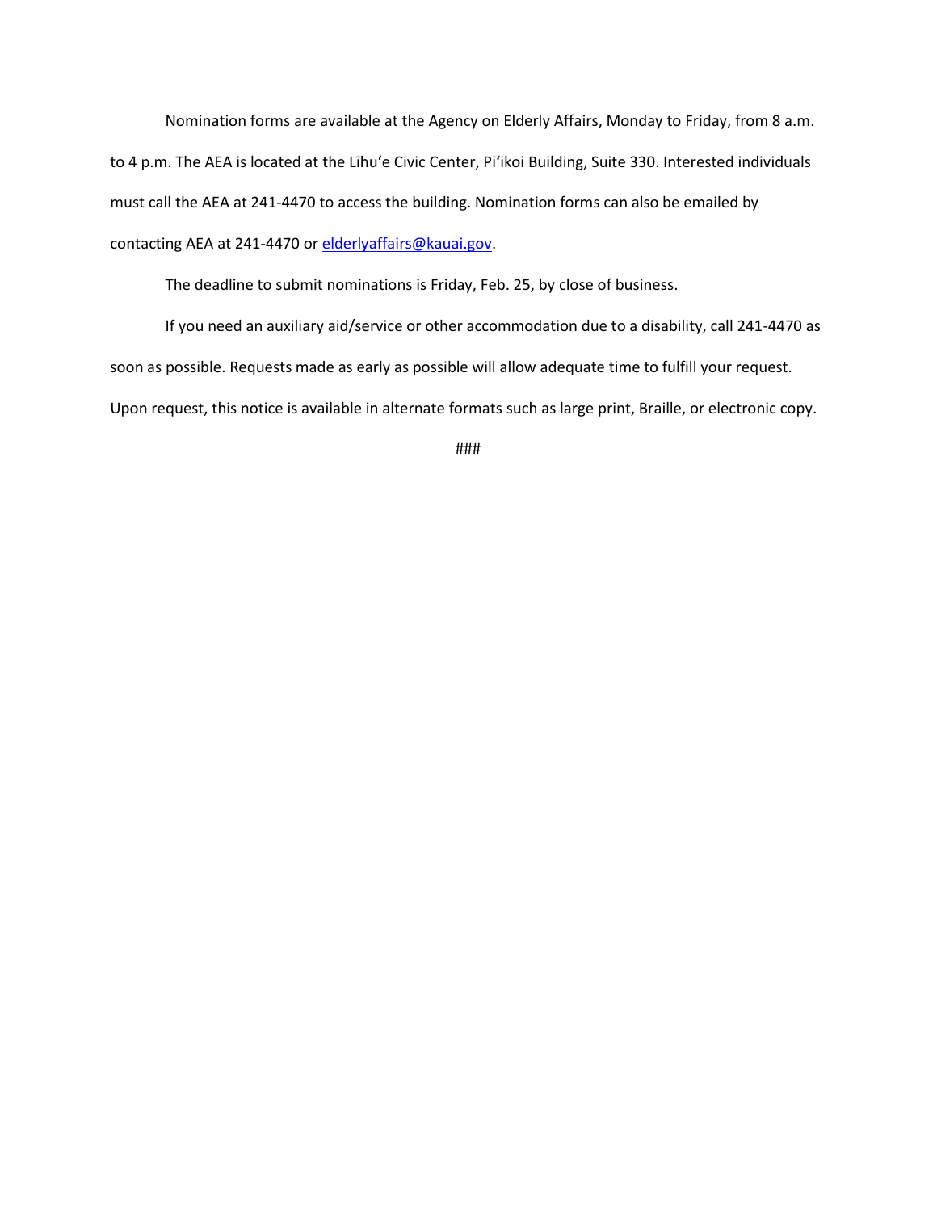Nomination forms are available at the Agency on Elderly Affairs, Monday to Friday, from 8 a.m. to 4 p.m. The AEA is located at the Līhu'e Civic Center, Pi'ikoi Building, Suite 330. Interested individuals must call the AEA at 241-4470 to access the building. Nomination forms can also be emailed by contacting AEA at 241-4470 or elderlyaffairs@kauai.gov.

The deadline to submit nominations is Friday, Feb. 25, by close of business.

If you need an auxiliary aid/service or other accommodation due to a disability, call 241-4470 as soon as possible. Requests made as early as possible will allow adequate time to fulfill your request. Upon request, this notice is available in alternate formats such as large print, Braille, or electronic copy.

###